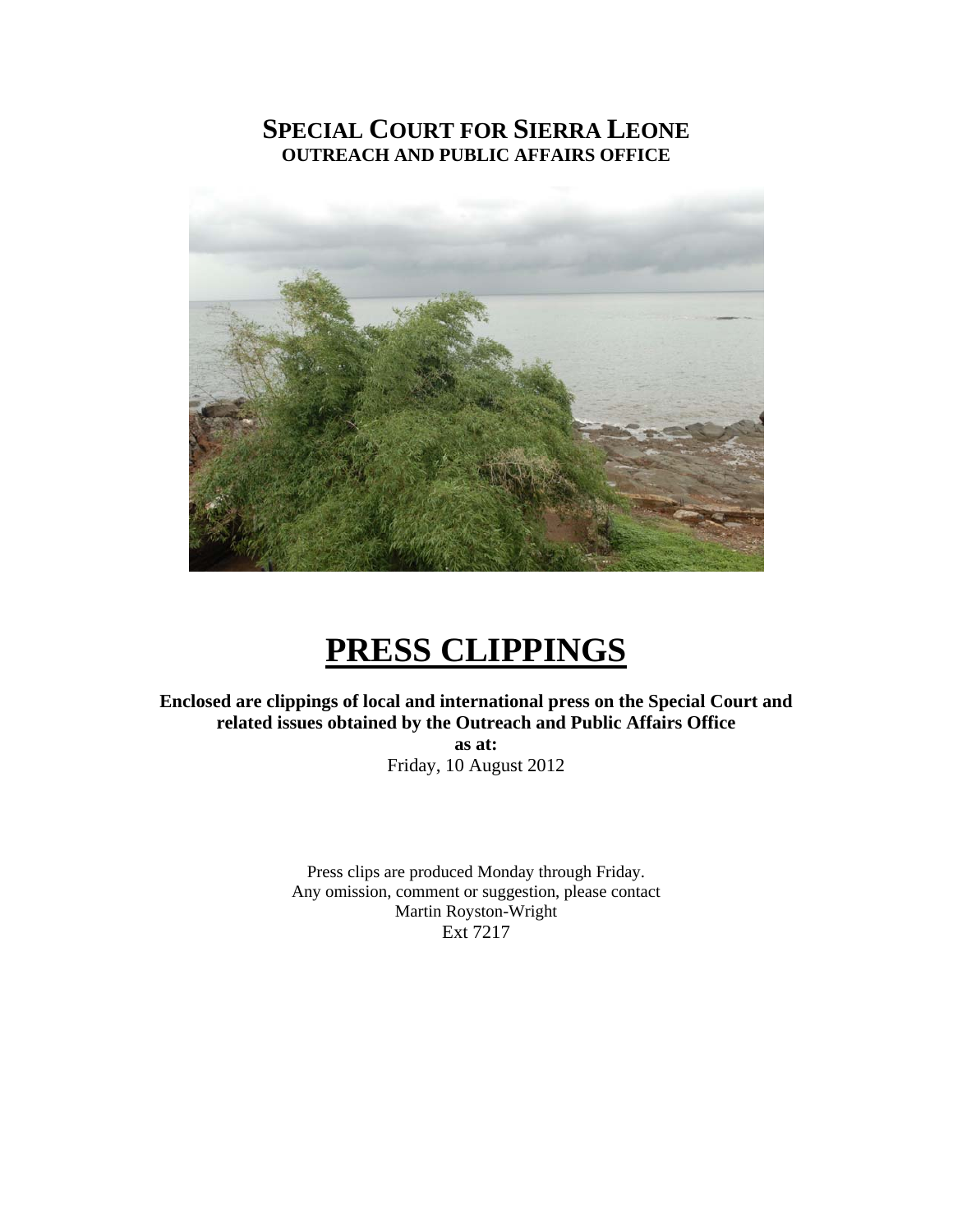# SPECIAL COURT FOR SIERRA LEONE
**OUTREACH AND PUBLIC AFFAIRS OFFICE**

# PRESS CLIPPINGS

**Enclosed are clippings of local and international press on the Special Court and related issues obtained by the Outreach and Public Affairs Office**
**as at:**
Friday, 10 August 2012

Press clips are produced Monday through Friday.
Any omission, comment or suggestion, please contact
Martin Royston-Wright
Ext 7217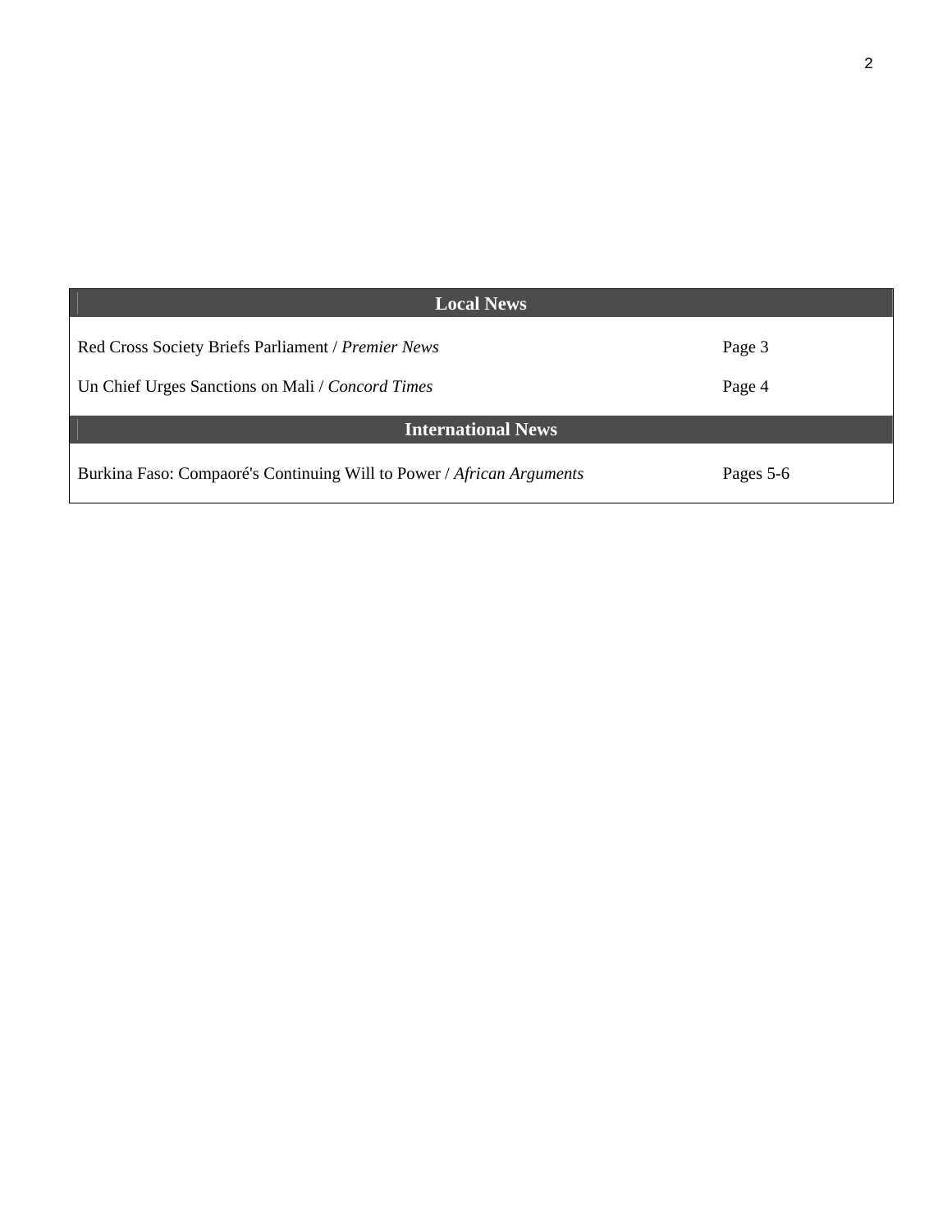| Local News | |
|---|---|
| Red Cross Society Briefs Parliament / *Premier News* | Page 3 |
| Un Chief Urges Sanctions on Mali / *Concord Times* | Page 4 |
| **International News** | |
| Burkina Faso: Compaoré's Continuing Will to Power / *African Arguments* | Pages 5-6 |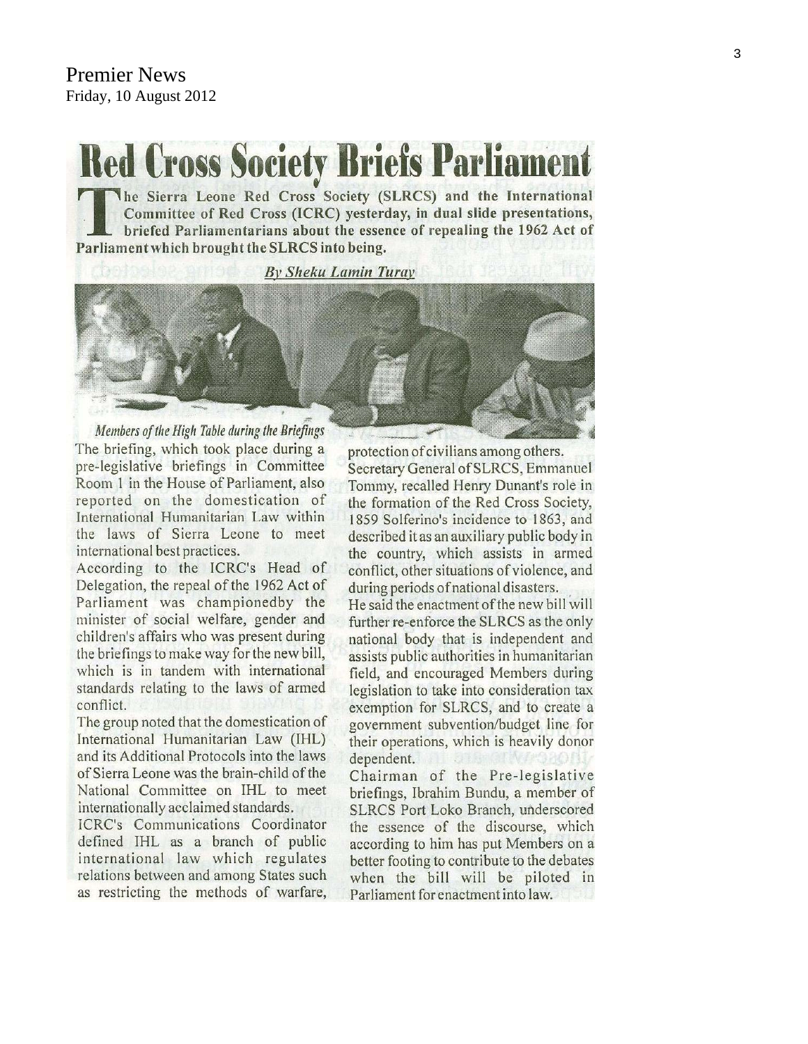Premier News
Friday, 10 August 2012

# Red Cross Society Briefs Parliament

**The Sierra Leone Red Cross Society (SLRCS) and the International Committee of Red Cross (ICRC) yesterday, in dual slide presentations, briefed Parliamentarians about the essence of repealing the 1962 Act of Parliament which brought the SLRCS into being.**

***By Sheku Lamin Turay***

*Members of the High Table during the Briefings*

The briefing, which took place during a pre-legislative briefings in Committee Room 1 in the House of Parliament, also reported on the domestication of International Humanitarian Law within the laws of Sierra Leone to meet international best practices.

According to the ICRC's Head of Delegation, the repeal of the 1962 Act of Parliament was championedby the minister of social welfare, gender and children's affairs who was present during the briefings to make way for the new bill, which is in tandem with international standards relating to the laws of armed conflict.

The group noted that the domestication of International Humanitarian Law (IHL) and its Additional Protocols into the laws of Sierra Leone was the brain-child of the National Committee on IHL to meet internationally acclaimed standards.

ICRC's Communications Coordinator defined IHL as a branch of public international law which regulates relations between and among States such as restricting the methods of warfare, protection of civilians among others.

Secretary General of SLRCS, Emmanuel Tommy, recalled Henry Dunant's role in the formation of the Red Cross Society, 1859 Solferino's incidence to 1863, and described it as an auxiliary public body in the country, which assists in armed conflict, other situations of violence, and during periods of national disasters.

He said the enactment of the new bill will further re-enforce the SLRCS as the only national body that is independent and assists public authorities in humanitarian field, and encouraged Members during legislation to take into consideration tax exemption for SLRCS, and to create a government subvention/budget line for their operations, which is heavily donor dependent.

Chairman of the Pre-legislative briefings, Ibrahim Bundu, a member of SLRCS Port Loko Branch, underscored the essence of the discourse, which according to him has put Members on a better footing to contribute to the debates when the bill will be piloted in Parliament for enactment into law.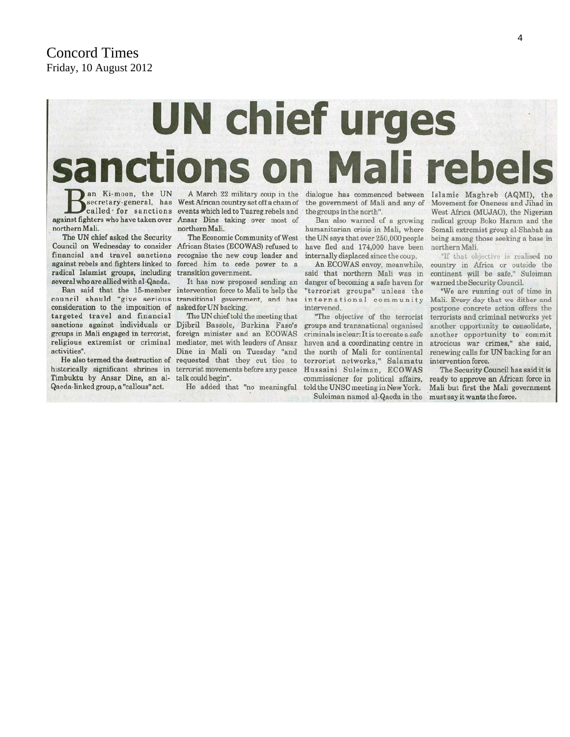Concord Times
Friday, 10 August 2012

# UN chief urges sanctions on Mali rebels

Ban Ki-moon, the UN secretary-general, has called for sanctions against fighters who have taken over northern Mali.

The UN chief asked the Security Council on Wednesday to consider financial and travel sanctions against rebels and fighters linked to radical Islamist groups, including several who are allied with al-Qaeda.

Ban said that the 15-member council should "give serious consideration to the imposition of targeted travel and financial sanctions against individuals or groups in Mali engaged in terrorist, religious extremist or criminal activities".

He also termed the destruction of historically significant shrines in Timbuktu by Ansar Dine, an al-Qaeda-linked group, a "callous" act.

A March 22 military coup in the West African country set off a chain of events which led to Tuareg rebels and Ansar Dine taking over most of northern Mali.

The Economic Community of West African States (ECOWAS) refused to recognise the new coup leader and forced him to cede power to a transition government.

It has now proposed sending an intervention force to Mali to help the transitional government, and has asked for UN backing.

The UN chief told the meeting that Djibril Bassole, Burkina Faso's foreign minister and an ECOWAS mediator, met with leaders of Ansar Dine in Mali on Tuesday "and requested that they cut ties to terrorist movements before any peace talk could begin".

He added that "no meaningful dialogue has commenced between the government of Mali and any of the groups in the north".

Ban also warned of a growing humanitarian crisis in Mali, where the UN says that over 250,000 people have fled and 174,000 have been internally displaced since the coup.

An ECOWAS envoy, meanwhile, said that northern Mali was in danger of becoming a safe haven for "terrorist groups" unless the international community intervened.

"The objective of the terrorist groups and transnational organised criminals is clear: It is to create a safe haven and a coordinating centre in the north of Mali for continental terrorist networks," Salamatu Hussaini Suleiman, ECOWAS commissioner for political affairs, told the UNSC meeting in New York.

Suleiman named al-Qaeda in the Islamic Maghreb (AQMI), the Movement for Oneness and Jihad in West Africa (MUJAO), the Nigerian radical group Boko Haram and the Somali extremist group al-Shabab as being among those seeking a base in northern Mali.

"If that objective is realised no country in Africa or outside the continent will be safe," Suleiman warned the Security Council.

"We are running out of time in Mali. Every day that we dither and postpone concrete action offers the terrorists and criminal networks yet another opportunity to consolidate, another opportunity to commit atrocious war crimes," she said, renewing calls for UN backing for an intervention force.

The Security Council has said it is ready to approve an African force in Mali but first the Mali government must say it wants the force.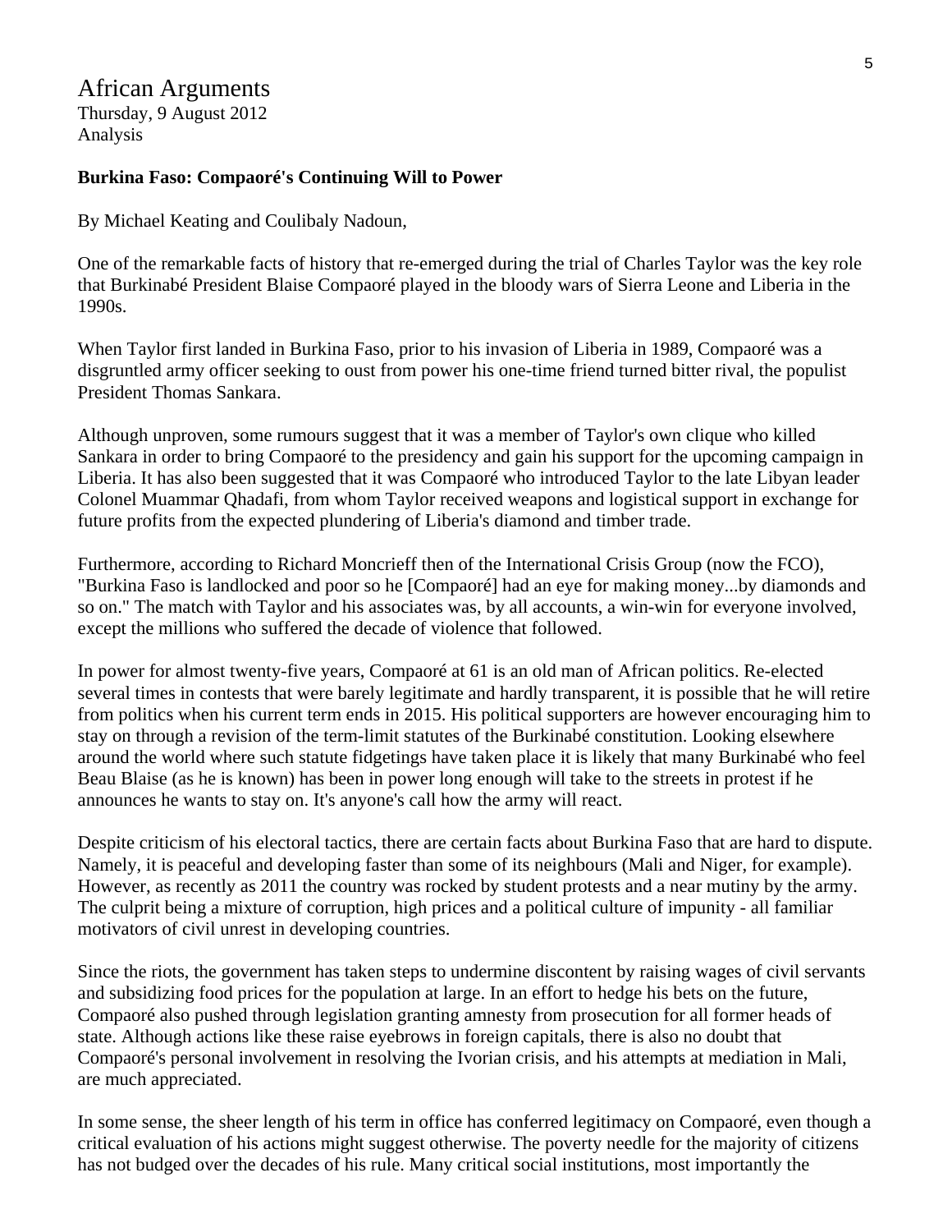# African Arguments

Thursday, 9 August 2012
Analysis

**Burkina Faso: Compaoré's Continuing Will to Power**

By Michael Keating and Coulibaly Nadoun,

One of the remarkable facts of history that re-emerged during the trial of Charles Taylor was the key role that Burkinabé President Blaise Compaoré played in the bloody wars of Sierra Leone and Liberia in the 1990s.

When Taylor first landed in Burkina Faso, prior to his invasion of Liberia in 1989, Compaoré was a disgruntled army officer seeking to oust from power his one-time friend turned bitter rival, the populist President Thomas Sankara.

Although unproven, some rumours suggest that it was a member of Taylor's own clique who killed Sankara in order to bring Compaoré to the presidency and gain his support for the upcoming campaign in Liberia. It has also been suggested that it was Compaoré who introduced Taylor to the late Libyan leader Colonel Muammar Qhadafi, from whom Taylor received weapons and logistical support in exchange for future profits from the expected plundering of Liberia's diamond and timber trade.

Furthermore, according to Richard Moncrieff then of the International Crisis Group (now the FCO), "Burkina Faso is landlocked and poor so he [Compaoré] had an eye for making money...by diamonds and so on." The match with Taylor and his associates was, by all accounts, a win-win for everyone involved, except the millions who suffered the decade of violence that followed.

In power for almost twenty-five years, Compaoré at 61 is an old man of African politics. Re-elected several times in contests that were barely legitimate and hardly transparent, it is possible that he will retire from politics when his current term ends in 2015. His political supporters are however encouraging him to stay on through a revision of the term-limit statutes of the Burkinabé constitution. Looking elsewhere around the world where such statute fidgetings have taken place it is likely that many Burkinabé who feel Beau Blaise (as he is known) has been in power long enough will take to the streets in protest if he announces he wants to stay on. It's anyone's call how the army will react.

Despite criticism of his electoral tactics, there are certain facts about Burkina Faso that are hard to dispute. Namely, it is peaceful and developing faster than some of its neighbours (Mali and Niger, for example). However, as recently as 2011 the country was rocked by student protests and a near mutiny by the army. The culprit being a mixture of corruption, high prices and a political culture of impunity - all familiar motivators of civil unrest in developing countries.

Since the riots, the government has taken steps to undermine discontent by raising wages of civil servants and subsidizing food prices for the population at large. In an effort to hedge his bets on the future, Compaoré also pushed through legislation granting amnesty from prosecution for all former heads of state. Although actions like these raise eyebrows in foreign capitals, there is also no doubt that Compaoré's personal involvement in resolving the Ivorian crisis, and his attempts at mediation in Mali, are much appreciated.

In some sense, the sheer length of his term in office has conferred legitimacy on Compaoré, even though a critical evaluation of his actions might suggest otherwise. The poverty needle for the majority of citizens has not budged over the decades of his rule. Many critical social institutions, most importantly the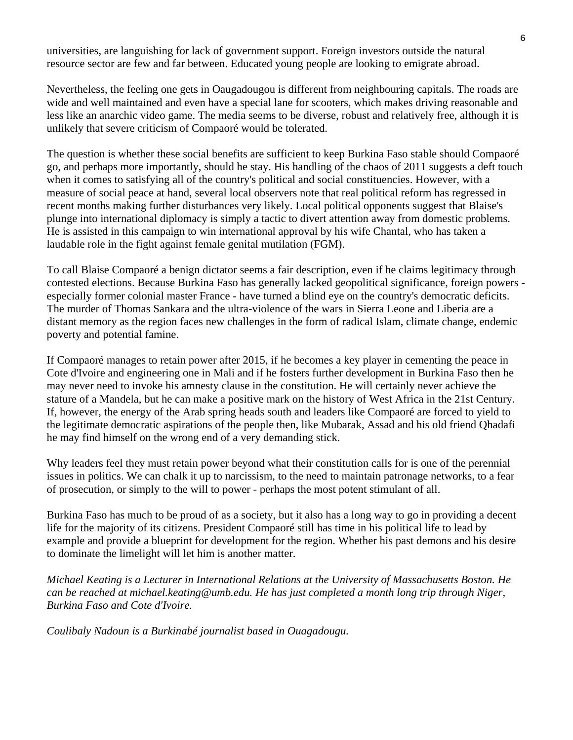universities, are languishing for lack of government support. Foreign investors outside the natural resource sector are few and far between. Educated young people are looking to emigrate abroad.

Nevertheless, the feeling one gets in Oaugadougou is different from neighbouring capitals. The roads are wide and well maintained and even have a special lane for scooters, which makes driving reasonable and less like an anarchic video game. The media seems to be diverse, robust and relatively free, although it is unlikely that severe criticism of Compaoré would be tolerated.

The question is whether these social benefits are sufficient to keep Burkina Faso stable should Compaoré go, and perhaps more importantly, should he stay. His handling of the chaos of 2011 suggests a deft touch when it comes to satisfying all of the country's political and social constituencies. However, with a measure of social peace at hand, several local observers note that real political reform has regressed in recent months making further disturbances very likely. Local political opponents suggest that Blaise's plunge into international diplomacy is simply a tactic to divert attention away from domestic problems. He is assisted in this campaign to win international approval by his wife Chantal, who has taken a laudable role in the fight against female genital mutilation (FGM).

To call Blaise Compaoré a benign dictator seems a fair description, even if he claims legitimacy through contested elections. Because Burkina Faso has generally lacked geopolitical significance, foreign powers - especially former colonial master France - have turned a blind eye on the country's democratic deficits. The murder of Thomas Sankara and the ultra-violence of the wars in Sierra Leone and Liberia are a distant memory as the region faces new challenges in the form of radical Islam, climate change, endemic poverty and potential famine.

If Compaoré manages to retain power after 2015, if he becomes a key player in cementing the peace in Cote d'Ivoire and engineering one in Mali and if he fosters further development in Burkina Faso then he may never need to invoke his amnesty clause in the constitution. He will certainly never achieve the stature of a Mandela, but he can make a positive mark on the history of West Africa in the 21st Century. If, however, the energy of the Arab spring heads south and leaders like Compaoré are forced to yield to the legitimate democratic aspirations of the people then, like Mubarak, Assad and his old friend Qhadafi he may find himself on the wrong end of a very demanding stick.

Why leaders feel they must retain power beyond what their constitution calls for is one of the perennial issues in politics. We can chalk it up to narcissism, to the need to maintain patronage networks, to a fear of prosecution, or simply to the will to power - perhaps the most potent stimulant of all.

Burkina Faso has much to be proud of as a society, but it also has a long way to go in providing a decent life for the majority of its citizens. President Compaoré still has time in his political life to lead by example and provide a blueprint for development for the region. Whether his past demons and his desire to dominate the limelight will let him is another matter.

*Michael Keating is a Lecturer in International Relations at the University of Massachusetts Boston. He can be reached at michael.keating@umb.edu. He has just completed a month long trip through Niger, Burkina Faso and Cote d'Ivoire.*

*Coulibaly Nadoun is a Burkinabé journalist based in Ouagadougu.*